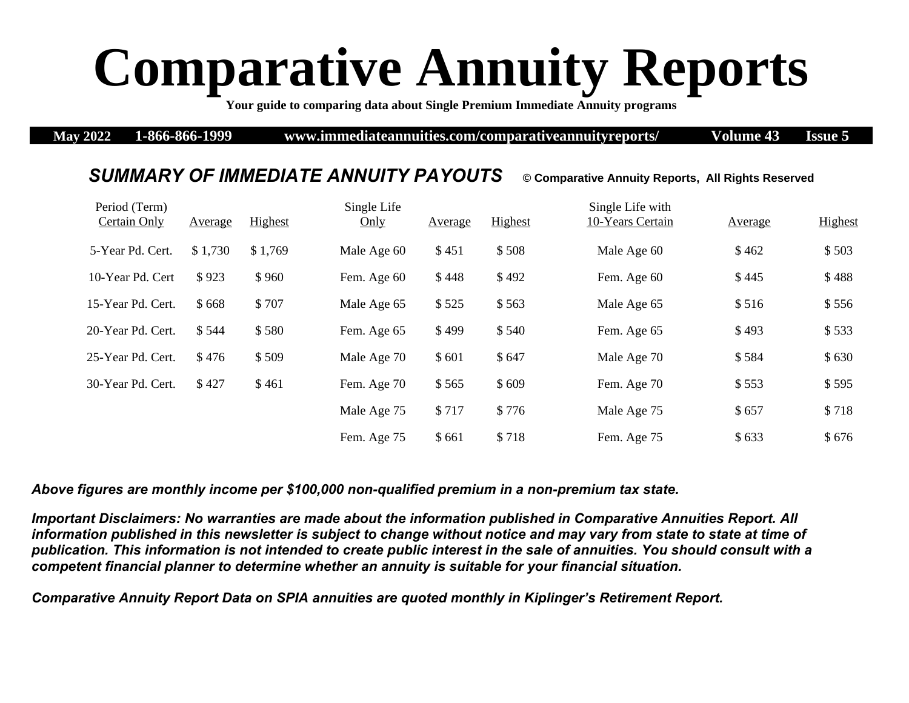# Comparative Annuity Reports

**Your guide to comparing data about Single Premium Immediate Annuity programs**

**May 2022 1-866-866-1999 www.immediateannuities.com/comparativeannuityreports/ Volume 43 Issue 5**

## *SUMMARY OF IMMEDIATE ANNUITY PAYOUTS*

**© Comparative Annuity Reports, All Rights Reserved**

| Period (Term) Certain Only | Average | Highest | Single Life Only | Average | Highest | Single Life with 10-Years Certain | Average | Highest |
|---|---|---|---|---|---|---|---|---|
| 5-Year Pd. Cert. | $ 1,730 | $ 1,769 | Male Age 60 | $ 451 | $ 508 | Male Age 60 | $ 462 | $ 503 |
| 10-Year Pd. Cert | $ 923 | $ 960 | Fem. Age 60 | $ 448 | $ 492 | Fem. Age 60 | $ 445 | $ 488 |
| 15-Year Pd. Cert. | $ 668 | $ 707 | Male Age 65 | $ 525 | $ 563 | Male Age 65 | $ 516 | $ 556 |
| 20-Year Pd. Cert. | $ 544 | $ 580 | Fem. Age 65 | $ 499 | $ 540 | Fem. Age 65 | $ 493 | $ 533 |
| 25-Year Pd. Cert. | $ 476 | $ 509 | Male Age 70 | $ 601 | $ 647 | Male Age 70 | $ 584 | $ 630 |
| 30-Year Pd. Cert. | $ 427 | $ 461 | Fem. Age 70 | $ 565 | $ 609 | Fem. Age 70 | $ 553 | $ 595 |
| | | | Male Age 75 | $ 717 | $ 776 | Male Age 75 | $ 657 | $ 718 |
| | | | Fem. Age 75 | $ 661 | $ 718 | Fem. Age 75 | $ 633 | $ 676 |

***Above figures are monthly income per $100,000 non-qualified premium in a non-premium tax state.***

***Important Disclaimers: No warranties are made about the information published in Comparative Annuities Report. All information published in this newsletter is subject to change without notice and may vary from state to state at time of publication. This information is not intended to create public interest in the sale of annuities. You should consult with a competent financial planner to determine whether an annuity is suitable for your financial situation.***

***Comparative Annuity Report Data on SPIA annuities are quoted monthly in Kiplinger's Retirement Report.***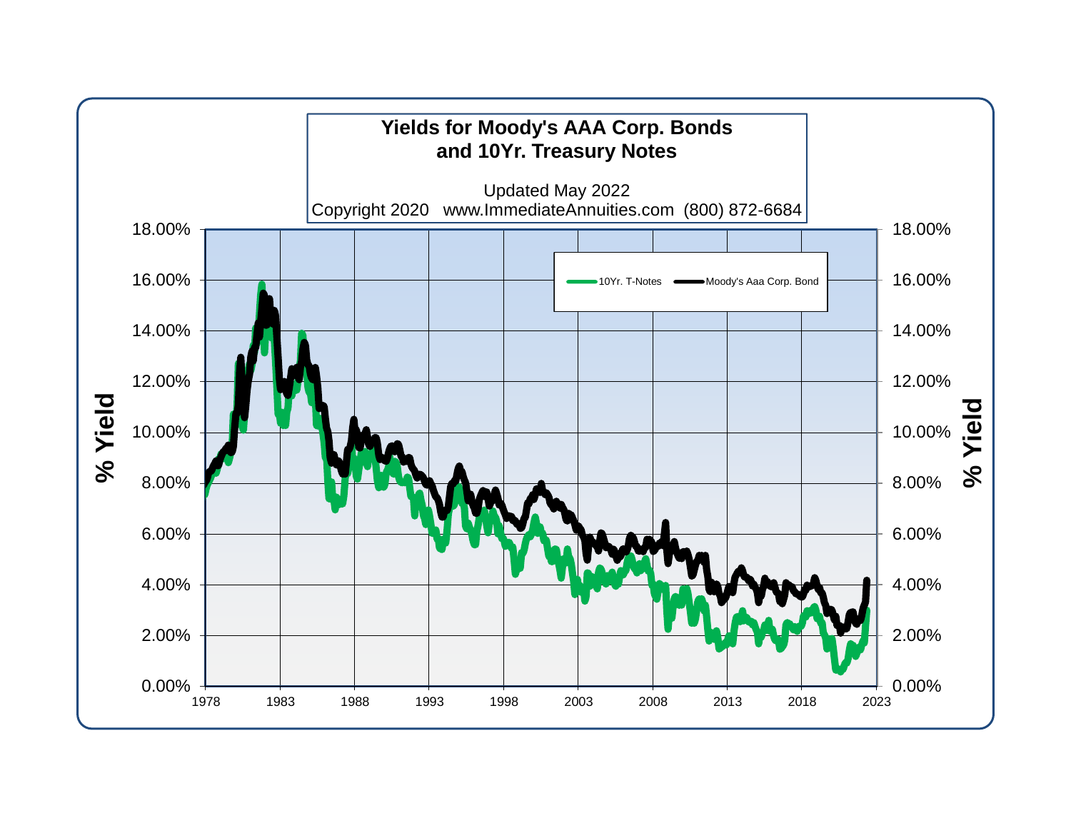# Yields for Moody's AAA Corp. Bonds and 10Yr. Treasury Notes

Updated May 2022

Copyright 2020 www.ImmediateAnnuities.com (800) 872-6684

Legend: 10Yr. T-Notes, Moody's Aaa Corp. Bond

% Yield (left and right axes): 0.00%, 2.00%, 4.00%, 6.00%, 8.00%, 10.00%, 12.00%, 14.00%, 16.00%, 18.00%

Years (x-axis): 1978, 1983, 1988, 1993, 1998, 2003, 2008, 2013, 2018, 2023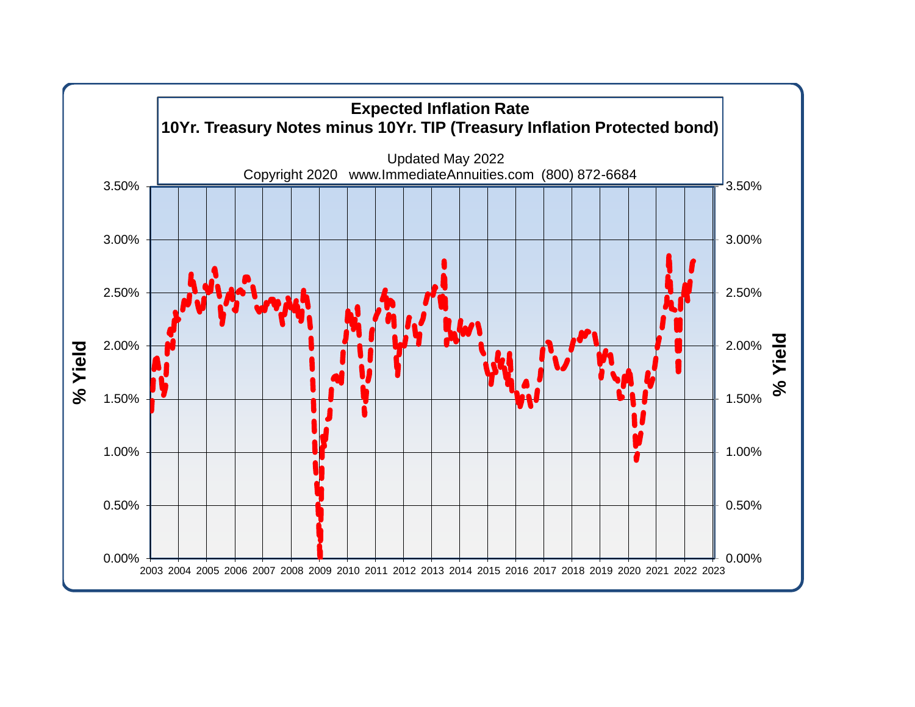**Expected Inflation Rate**

**10Yr. Treasury Notes minus 10Yr. TIP (Treasury Inflation Protected bond)**

Updated May 2022

Copyright 2020 www.ImmediateAnnuities.com (800) 872-6684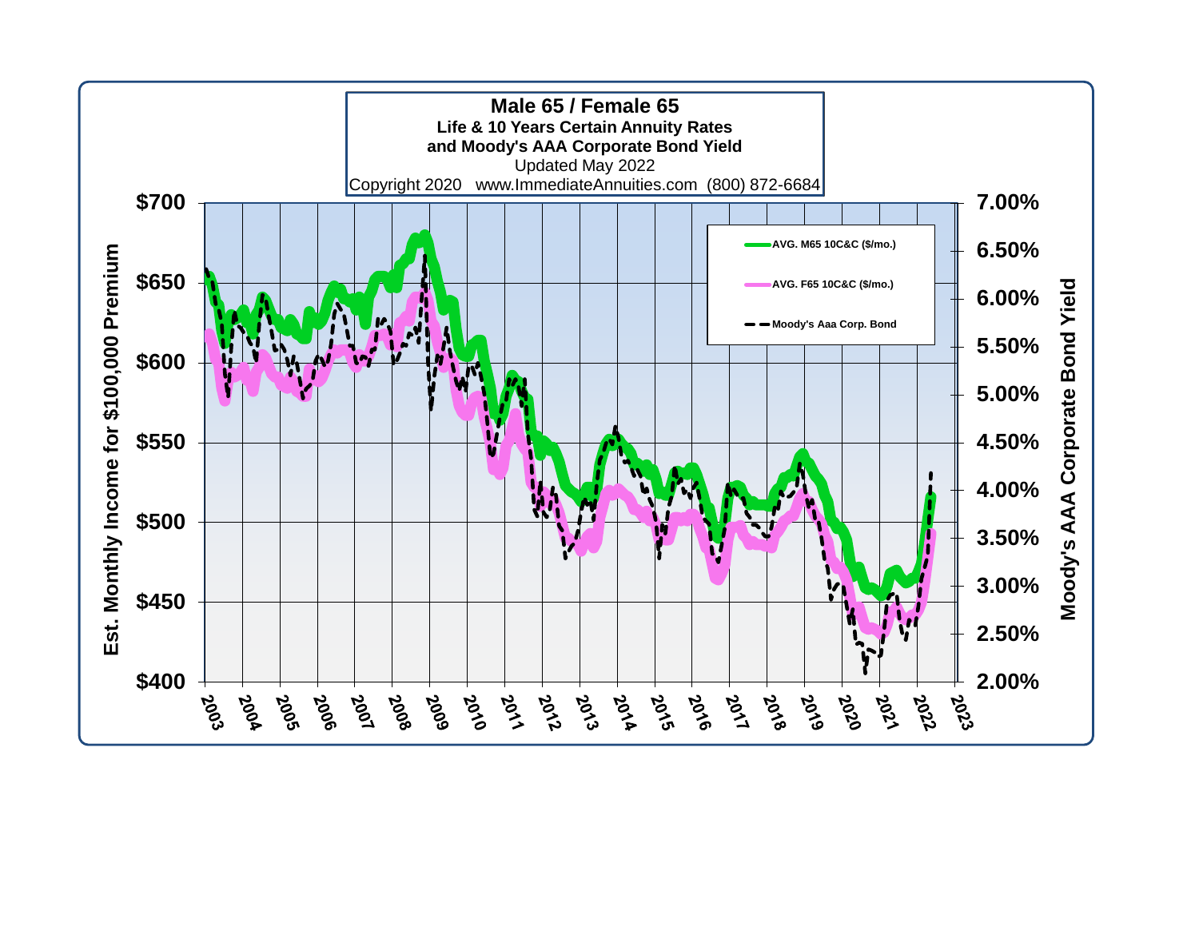## Male 65 / Female 65

**Life & 10 Years Certain Annuity Rates**
**and Moody's AAA Corporate Bond Yield**

Updated May 2022

Copyright 2020 www.ImmediateAnnuities.com (800) 872-6684

Legend:
- AVG. M65 10C&C ($/mo.)
- AVG. F65 10C&C ($/mo.)
- Moody's Aaa Corp. Bond

Left axis: Est. Monthly Income for $100,000 Premium ($400 – $700)

Right axis: Moody's AAA Corporate Bond Yield (2.00% – 7.00%)

Horizontal axis: 2003 – 2023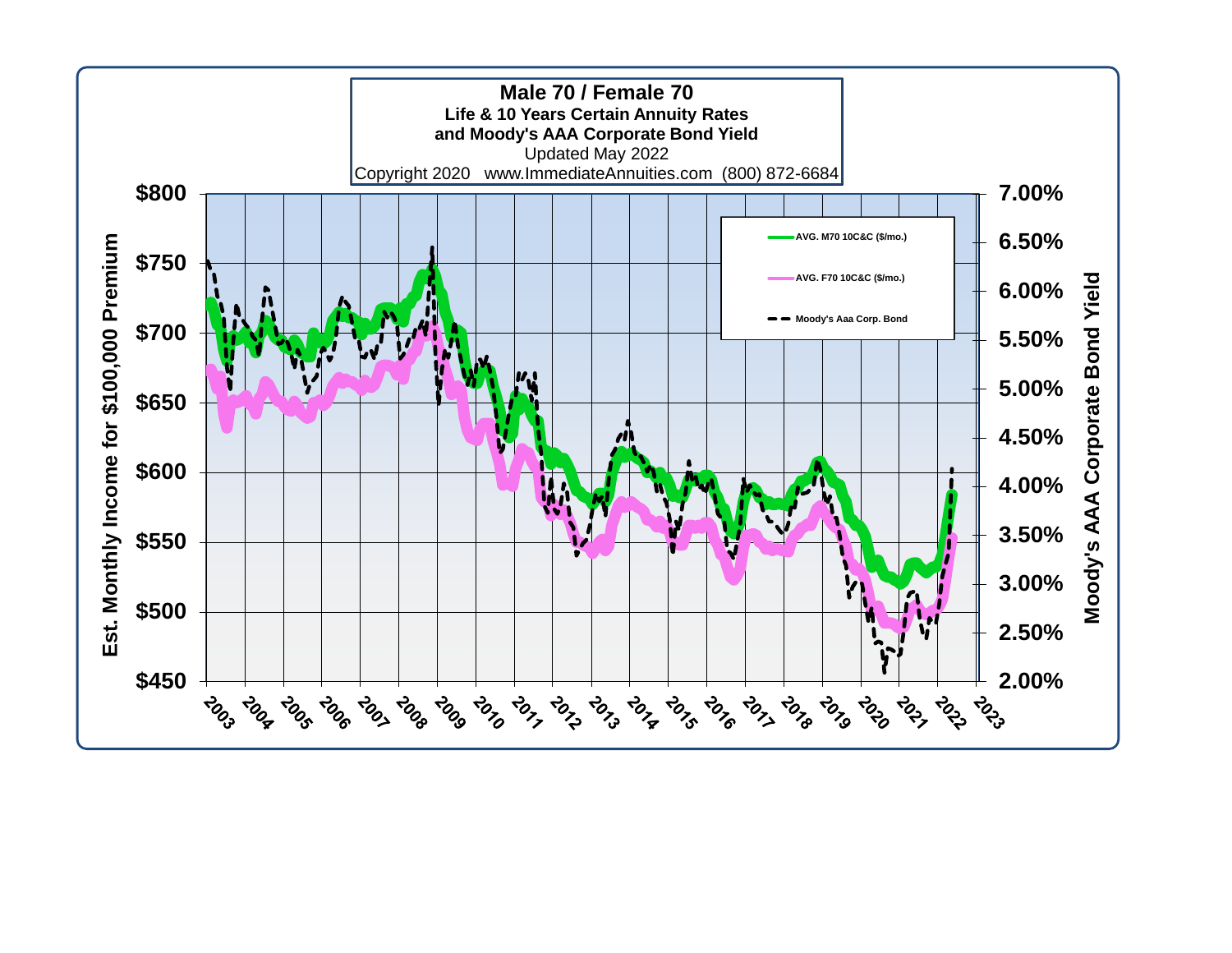**Male 70 / Female 70**

**Life & 10 Years Certain Annuity Rates**

**and Moody's AAA Corporate Bond Yield**

Updated May 2022

Copyright 2020 www.ImmediateAnnuities.com (800) 872-6684

- AVG. M70 10C&C ($/mo.)
- AVG. F70 10C&C ($/mo.)
- Moody's Aaa Corp. Bond

Est. Monthly Income for $100,000 Premium: $450 – $800

Moody's AAA Corporate Bond Yield: 2.00% – 7.00%

Years: 2003 – 2023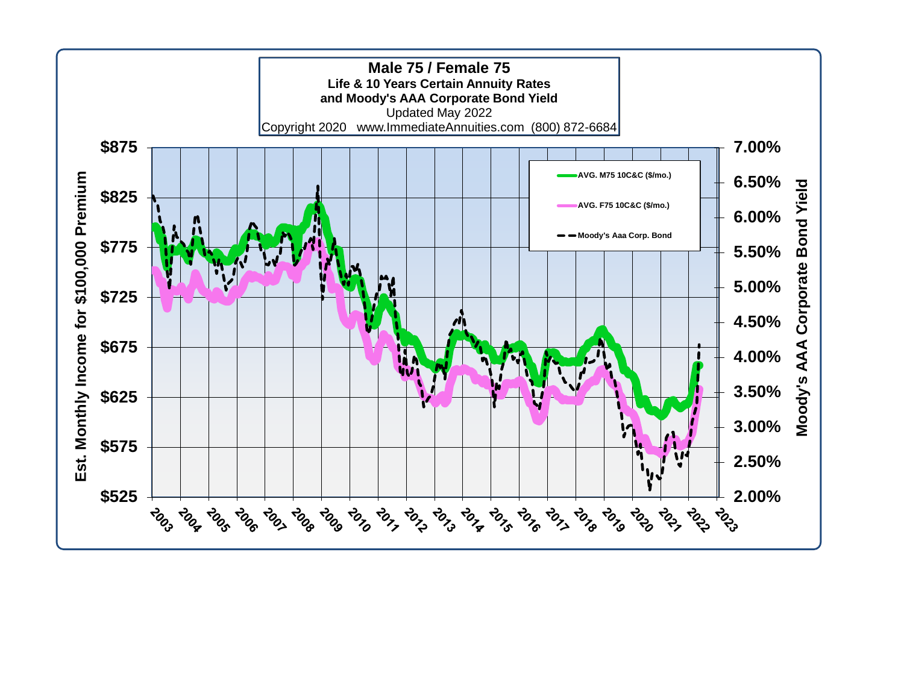**Male 75 / Female 75**

**Life & 10 Years Certain Annuity Rates**

**and Moody's AAA Corporate Bond Yield**

Updated May 2022

Copyright 2020 www.ImmediateAnnuities.com (800) 872-6684

AVG. M75 10C&C ($/mo.)

AVG. F75 10C&C ($/mo.)

Moody's Aaa Corp. Bond

Est. Monthly Income for $100,000 Premium

$875
$825
$775
$725
$675
$625
$575
$525

Moody's AAA Corporate Bond Yield

7.00%
6.50%
6.00%
5.50%
5.00%
4.50%
4.00%
3.50%
3.00%
2.50%
2.00%

2003 2004 2005 2006 2007 2008 2009 2010 2011 2012 2013 2014 2015 2016 2017 2018 2019 2020 2021 2022 2023